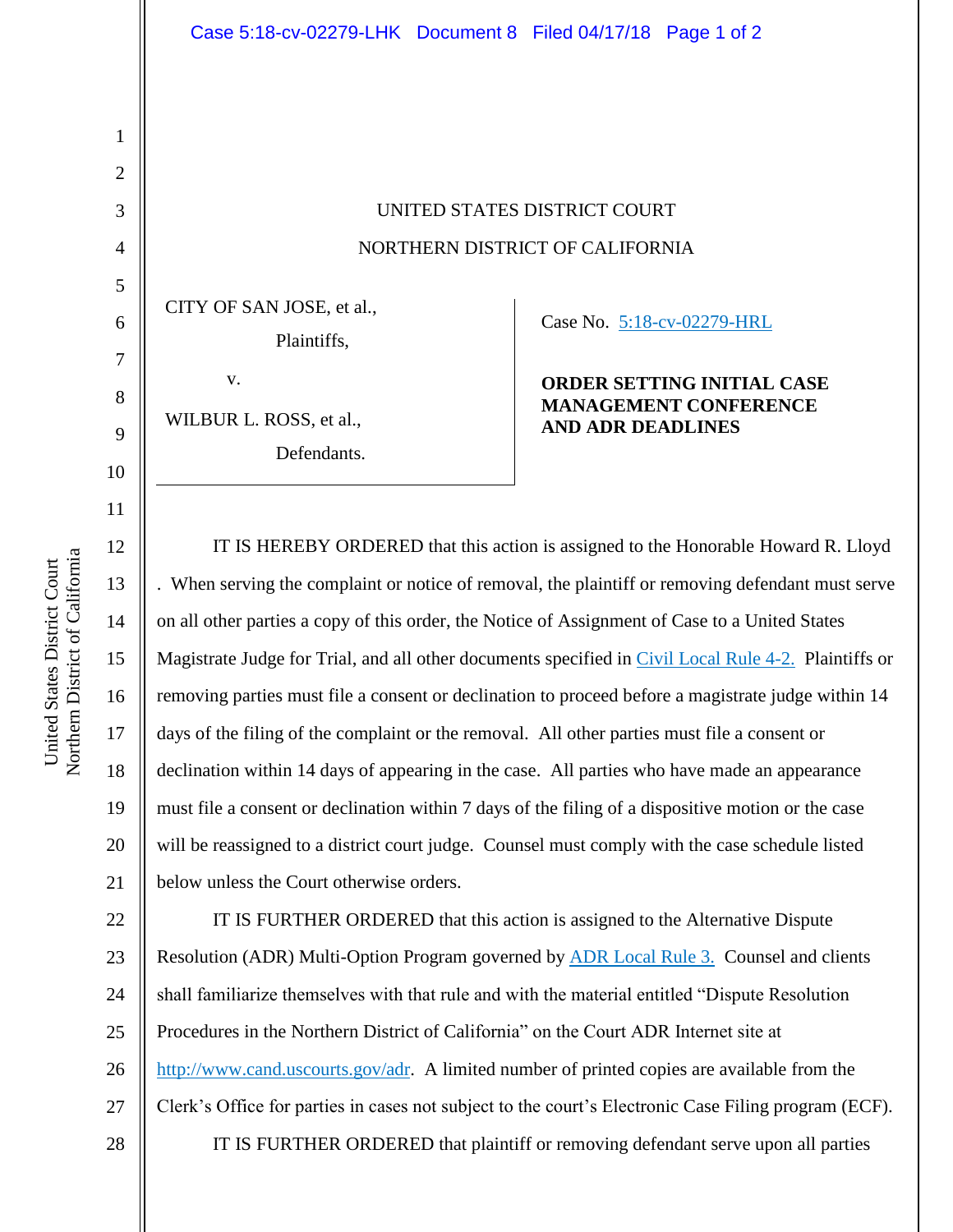UNITED STATES DISTRICT COURT

NORTHERN DISTRICT OF CALIFORNIA

CITY OF SAN JOSE, et al.,
Plaintiffs,

v.

WILBUR L. ROSS, et al.,
Defendants.

Case No. 5:18-cv-02279-HRL

**ORDER SETTING INITIAL CASE MANAGEMENT CONFERENCE AND ADR DEADLINES**

IT IS HEREBY ORDERED that this action is assigned to the Honorable Howard R. Lloyd . When serving the complaint or notice of removal, the plaintiff or removing defendant must serve on all other parties a copy of this order, the Notice of Assignment of Case to a United States Magistrate Judge for Trial, and all other documents specified in Civil Local Rule 4-2. Plaintiffs or removing parties must file a consent or declination to proceed before a magistrate judge within 14 days of the filing of the complaint or the removal. All other parties must file a consent or declination within 14 days of appearing in the case. All parties who have made an appearance must file a consent or declination within 7 days of the filing of a dispositive motion or the case will be reassigned to a district court judge. Counsel must comply with the case schedule listed below unless the Court otherwise orders.

IT IS FURTHER ORDERED that this action is assigned to the Alternative Dispute Resolution (ADR) Multi-Option Program governed by ADR Local Rule 3. Counsel and clients shall familiarize themselves with that rule and with the material entitled "Dispute Resolution Procedures in the Northern District of California" on the Court ADR Internet site at http://www.cand.uscourts.gov/adr. A limited number of printed copies are available from the Clerk's Office for parties in cases not subject to the court's Electronic Case Filing program (ECF).

IT IS FURTHER ORDERED that plaintiff or removing defendant serve upon all parties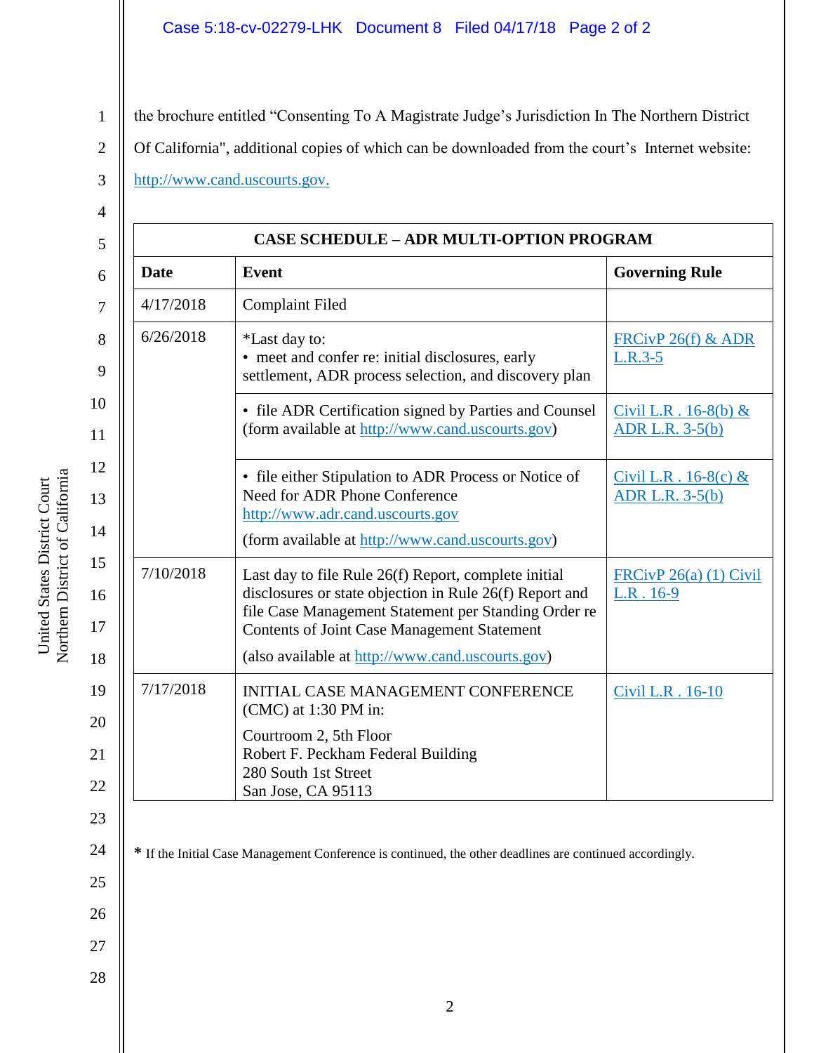the brochure entitled "Consenting To A Magistrate Judge's Jurisdiction In The Northern District Of California", additional copies of which can be downloaded from the court's Internet website: http://www.cand.uscourts.gov.

| CASE SCHEDULE – ADR MULTI-OPTION PROGRAM | | |
|---|---|---|
| **Date** | **Event** | **Governing Rule** |
| 4/17/2018 | Complaint Filed | |
| 6/26/2018 | *Last day to:<br>• meet and confer re: initial disclosures, early settlement, ADR process selection, and discovery plan | FRCivP 26(f) & ADR L.R.3-5 |
| | • file ADR Certification signed by Parties and Counsel (form available at http://www.cand.uscourts.gov) | Civil L.R . 16-8(b) & ADR L.R. 3-5(b) |
| | • file either Stipulation to ADR Process or Notice of Need for ADR Phone Conference http://www.adr.cand.uscourts.gov<br>(form available at http://www.cand.uscourts.gov) | Civil L.R . 16-8(c) & ADR L.R. 3-5(b) |
| 7/10/2018 | Last day to file Rule 26(f) Report, complete initial disclosures or state objection in Rule 26(f) Report and file Case Management Statement per Standing Order re Contents of Joint Case Management Statement<br>(also available at http://www.cand.uscourts.gov) | FRCivP 26(a) (1) Civil L.R . 16-9 |
| 7/17/2018 | INITIAL CASE MANAGEMENT CONFERENCE (CMC) at 1:30 PM in:<br>Courtroom 2, 5th Floor<br>Robert F. Peckham Federal Building<br>280 South 1st Street<br>San Jose, CA 95113 | Civil L.R . 16-10 |

\* If the Initial Case Management Conference is continued, the other deadlines are continued accordingly.